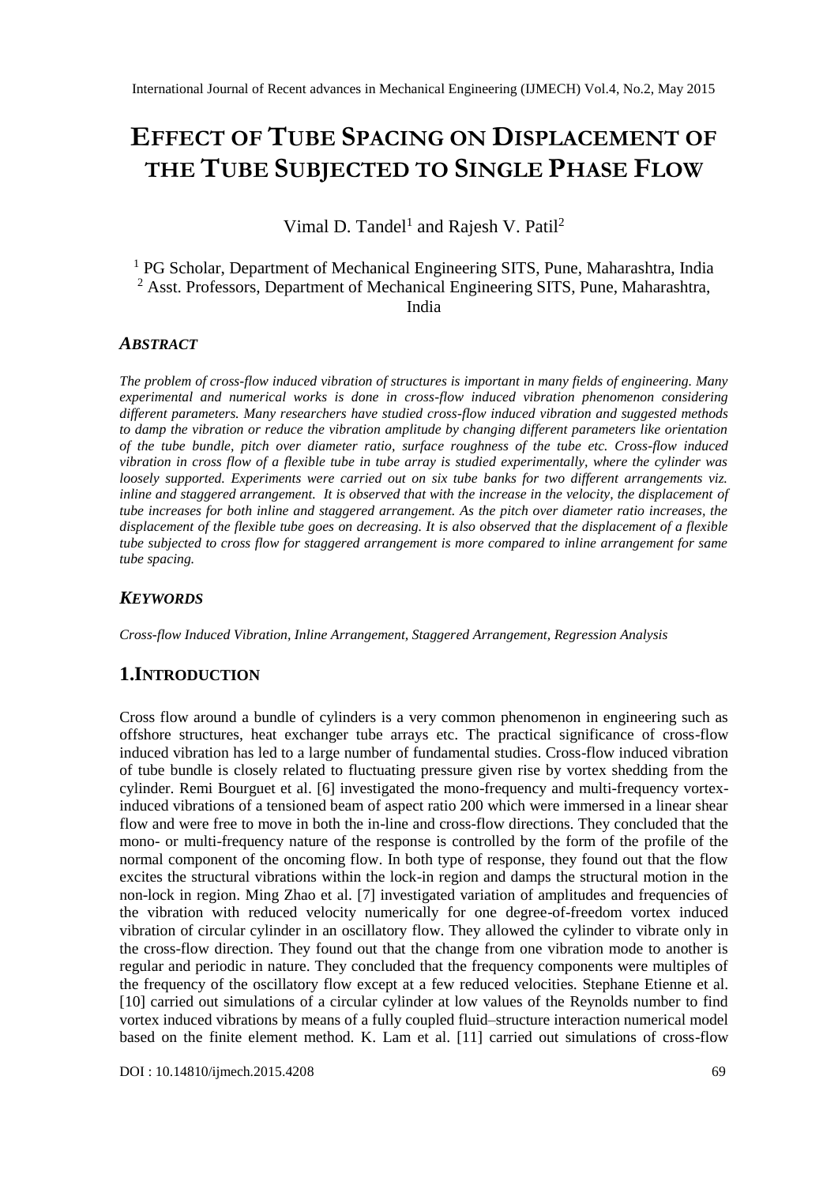# EFFECT OF TUBE SPACING ON DISPLACEMENT OF THE TUBE SUBJECTED TO SINGLE PHASE FLOW

Vimal D. Tandel[1] and Rajesh V. Patil[2]

[1] PG Scholar, Department of Mechanical Engineering SITS, Pune, Maharashtra, India
[2] Asst. Professors, Department of Mechanical Engineering SITS, Pune, Maharashtra, India

### *ABSTRACT*

*The problem of cross-flow induced vibration of structures is important in many fields of engineering. Many experimental and numerical works is done in cross-flow induced vibration phenomenon considering different parameters. Many researchers have studied cross-flow induced vibration and suggested methods to damp the vibration or reduce the vibration amplitude by changing different parameters like orientation of the tube bundle, pitch over diameter ratio, surface roughness of the tube etc. Cross-flow induced vibration in cross flow of a flexible tube in tube array is studied experimentally, where the cylinder was loosely supported. Experiments were carried out on six tube banks for two different arrangements viz. inline and staggered arrangement. It is observed that with the increase in the velocity, the displacement of tube increases for both inline and staggered arrangement. As the pitch over diameter ratio increases, the displacement of the flexible tube goes on decreasing. It is also observed that the displacement of a flexible tube subjected to cross flow for staggered arrangement is more compared to inline arrangement for same tube spacing.*

### *KEYWORDS*

*Cross-flow Induced Vibration, Inline Arrangement, Staggered Arrangement, Regression Analysis*

## 1.INTRODUCTION

Cross flow around a bundle of cylinders is a very common phenomenon in engineering such as offshore structures, heat exchanger tube arrays etc. The practical significance of cross-flow induced vibration has led to a large number of fundamental studies. Cross-flow induced vibration of tube bundle is closely related to fluctuating pressure given rise by vortex shedding from the cylinder. Remi Bourguet et al. [6] investigated the mono-frequency and multi-frequency vortex-induced vibrations of a tensioned beam of aspect ratio 200 which were immersed in a linear shear flow and were free to move in both the in-line and cross-flow directions. They concluded that the mono- or multi-frequency nature of the response is controlled by the form of the profile of the normal component of the oncoming flow. In both type of response, they found out that the flow excites the structural vibrations within the lock-in region and damps the structural motion in the non-lock in region. Ming Zhao et al. [7] investigated variation of amplitudes and frequencies of the vibration with reduced velocity numerically for one degree-of-freedom vortex induced vibration of circular cylinder in an oscillatory flow. They allowed the cylinder to vibrate only in the cross-flow direction. They found out that the change from one vibration mode to another is regular and periodic in nature. They concluded that the frequency components were multiples of the frequency of the oscillatory flow except at a few reduced velocities. Stephane Etienne et al. [10] carried out simulations of a circular cylinder at low values of the Reynolds number to find vortex induced vibrations by means of a fully coupled fluid–structure interaction numerical model based on the finite element method. K. Lam et al. [11] carried out simulations of cross-flow

DOI : 10.14810/ijmech.2015.4208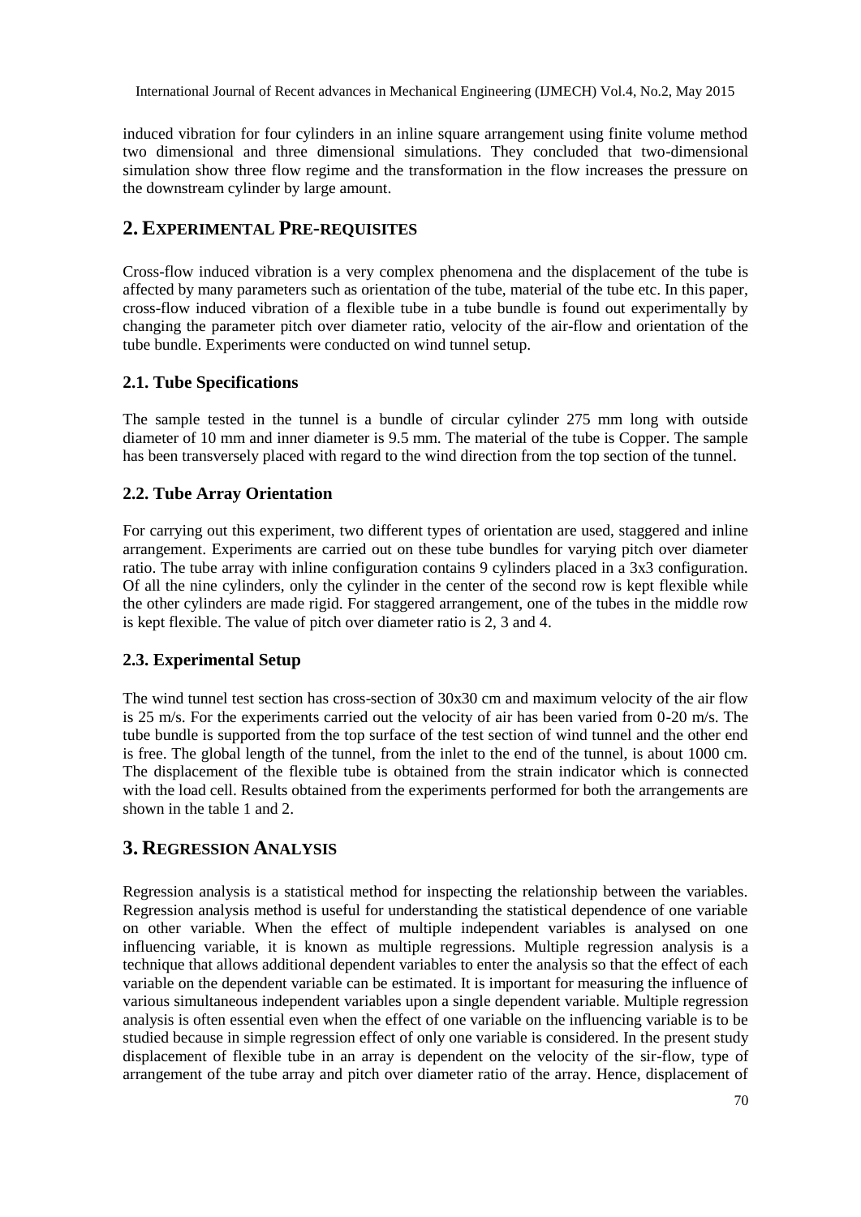induced vibration for four cylinders in an inline square arrangement using finite volume method two dimensional and three dimensional simulations. They concluded that two-dimensional simulation show three flow regime and the transformation in the flow increases the pressure on the downstream cylinder by large amount.

## 2. Experimental Pre-requisites

Cross-flow induced vibration is a very complex phenomena and the displacement of the tube is affected by many parameters such as orientation of the tube, material of the tube etc. In this paper, cross-flow induced vibration of a flexible tube in a tube bundle is found out experimentally by changing the parameter pitch over diameter ratio, velocity of the air-flow and orientation of the tube bundle. Experiments were conducted on wind tunnel setup.

### 2.1. Tube Specifications

The sample tested in the tunnel is a bundle of circular cylinder 275 mm long with outside diameter of 10 mm and inner diameter is 9.5 mm. The material of the tube is Copper. The sample has been transversely placed with regard to the wind direction from the top section of the tunnel.

### 2.2. Tube Array Orientation

For carrying out this experiment, two different types of orientation are used, staggered and inline arrangement. Experiments are carried out on these tube bundles for varying pitch over diameter ratio. The tube array with inline configuration contains 9 cylinders placed in a 3x3 configuration. Of all the nine cylinders, only the cylinder in the center of the second row is kept flexible while the other cylinders are made rigid. For staggered arrangement, one of the tubes in the middle row is kept flexible. The value of pitch over diameter ratio is 2, 3 and 4.

### 2.3. Experimental Setup

The wind tunnel test section has cross-section of 30x30 cm and maximum velocity of the air flow is 25 m/s. For the experiments carried out the velocity of air has been varied from 0-20 m/s. The tube bundle is supported from the top surface of the test section of wind tunnel and the other end is free. The global length of the tunnel, from the inlet to the end of the tunnel, is about 1000 cm. The displacement of the flexible tube is obtained from the strain indicator which is connected with the load cell. Results obtained from the experiments performed for both the arrangements are shown in the table 1 and 2.

## 3. Regression Analysis

Regression analysis is a statistical method for inspecting the relationship between the variables. Regression analysis method is useful for understanding the statistical dependence of one variable on other variable. When the effect of multiple independent variables is analysed on one influencing variable, it is known as multiple regressions. Multiple regression analysis is a technique that allows additional dependent variables to enter the analysis so that the effect of each variable on the dependent variable can be estimated. It is important for measuring the influence of various simultaneous independent variables upon a single dependent variable. Multiple regression analysis is often essential even when the effect of one variable on the influencing variable is to be studied because in simple regression effect of only one variable is considered. In the present study displacement of flexible tube in an array is dependent on the velocity of the sir-flow, type of arrangement of the tube array and pitch over diameter ratio of the array. Hence, displacement of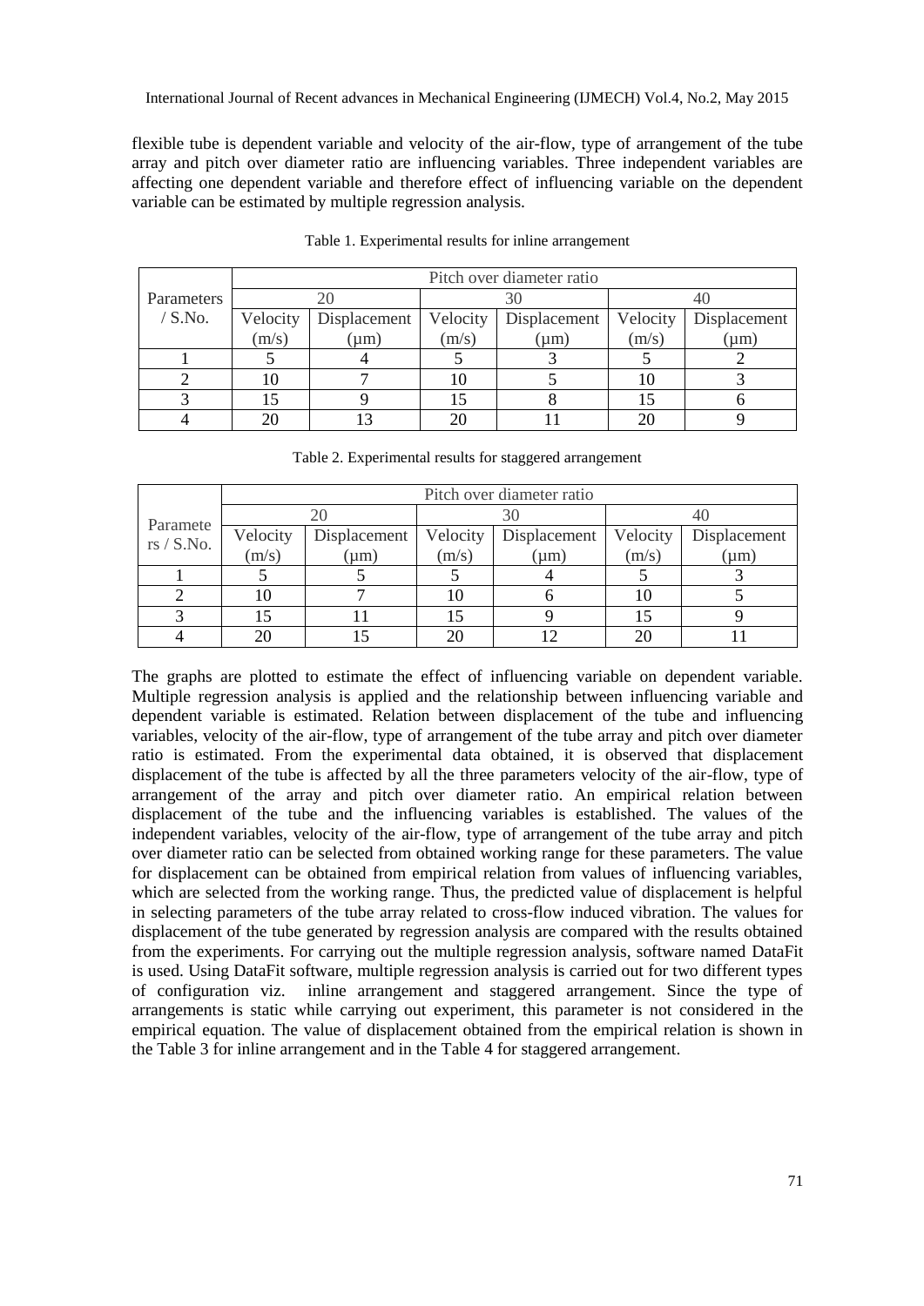flexible tube is dependent variable and velocity of the air-flow, type of arrangement of the tube array and pitch over diameter ratio are influencing variables. Three independent variables are affecting one dependent variable and therefore effect of influencing variable on the dependent variable can be estimated by multiple regression analysis.

Table 1. Experimental results for inline arrangement

| Parameters / S.No. | Pitch over diameter ratio | | | | | |
|---|---|---|---|---|---|---|
| | 20 | | 30 | | 40 | |
| | Velocity (m/s) | Displacement (μm) | Velocity (m/s) | Displacement (μm) | Velocity (m/s) | Displacement (μm) |
| 1 | 5 | 4 | 5 | 3 | 5 | 2 |
| 2 | 10 | 7 | 10 | 5 | 10 | 3 |
| 3 | 15 | 9 | 15 | 8 | 15 | 6 |
| 4 | 20 | 13 | 20 | 11 | 20 | 9 |

Table 2. Experimental results for staggered arrangement

| Paramete rs / S.No. | Pitch over diameter ratio | | | | | |
|---|---|---|---|---|---|---|
| | 20 | | 30 | | 40 | |
| | Velocity (m/s) | Displacement (μm) | Velocity (m/s) | Displacement (μm) | Velocity (m/s) | Displacement (μm) |
| 1 | 5 | 5 | 5 | 4 | 5 | 3 |
| 2 | 10 | 7 | 10 | 6 | 10 | 5 |
| 3 | 15 | 11 | 15 | 9 | 15 | 9 |
| 4 | 20 | 15 | 20 | 12 | 20 | 11 |

The graphs are plotted to estimate the effect of influencing variable on dependent variable. Multiple regression analysis is applied and the relationship between influencing variable and dependent variable is estimated. Relation between displacement of the tube and influencing variables, velocity of the air-flow, type of arrangement of the tube array and pitch over diameter ratio is estimated. From the experimental data obtained, it is observed that displacement displacement of the tube is affected by all the three parameters velocity of the air-flow, type of arrangement of the array and pitch over diameter ratio. An empirical relation between displacement of the tube and the influencing variables is established. The values of the independent variables, velocity of the air-flow, type of arrangement of the tube array and pitch over diameter ratio can be selected from obtained working range for these parameters. The value for displacement can be obtained from empirical relation from values of influencing variables, which are selected from the working range. Thus, the predicted value of displacement is helpful in selecting parameters of the tube array related to cross-flow induced vibration. The values for displacement of the tube generated by regression analysis are compared with the results obtained from the experiments. For carrying out the multiple regression analysis, software named DataFit is used. Using DataFit software, multiple regression analysis is carried out for two different types of configuration viz. inline arrangement and staggered arrangement. Since the type of arrangements is static while carrying out experiment, this parameter is not considered in the empirical equation. The value of displacement obtained from the empirical relation is shown in the Table 3 for inline arrangement and in the Table 4 for staggered arrangement.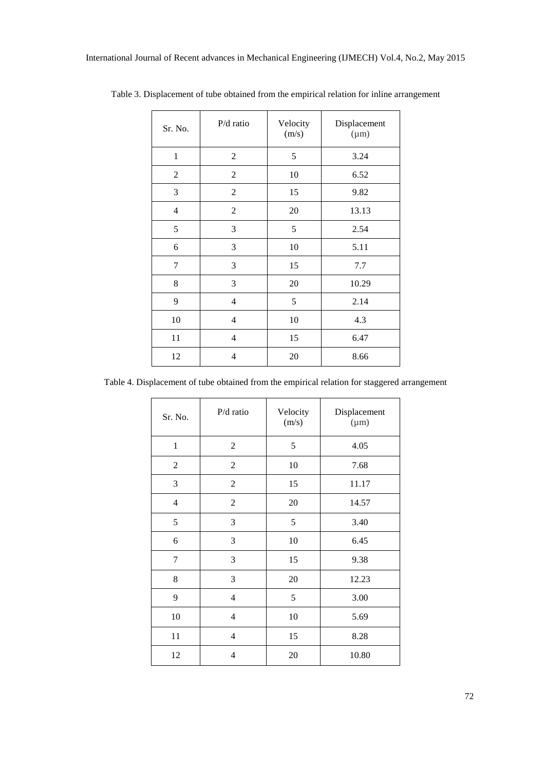Table 3. Displacement of tube obtained from the empirical relation for inline arrangement

| Sr. No. | P/d ratio | Velocity (m/s) | Displacement (μm) |
|---|---|---|---|
| 1 | 2 | 5 | 3.24 |
| 2 | 2 | 10 | 6.52 |
| 3 | 2 | 15 | 9.82 |
| 4 | 2 | 20 | 13.13 |
| 5 | 3 | 5 | 2.54 |
| 6 | 3 | 10 | 5.11 |
| 7 | 3 | 15 | 7.7 |
| 8 | 3 | 20 | 10.29 |
| 9 | 4 | 5 | 2.14 |
| 10 | 4 | 10 | 4.3 |
| 11 | 4 | 15 | 6.47 |
| 12 | 4 | 20 | 8.66 |

Table 4. Displacement of tube obtained from the empirical relation for staggered arrangement

| Sr. No. | P/d ratio | Velocity (m/s) | Displacement (μm) |
|---|---|---|---|
| 1 | 2 | 5 | 4.05 |
| 2 | 2 | 10 | 7.68 |
| 3 | 2 | 15 | 11.17 |
| 4 | 2 | 20 | 14.57 |
| 5 | 3 | 5 | 3.40 |
| 6 | 3 | 10 | 6.45 |
| 7 | 3 | 15 | 9.38 |
| 8 | 3 | 20 | 12.23 |
| 9 | 4 | 5 | 3.00 |
| 10 | 4 | 10 | 5.69 |
| 11 | 4 | 15 | 8.28 |
| 12 | 4 | 20 | 10.80 |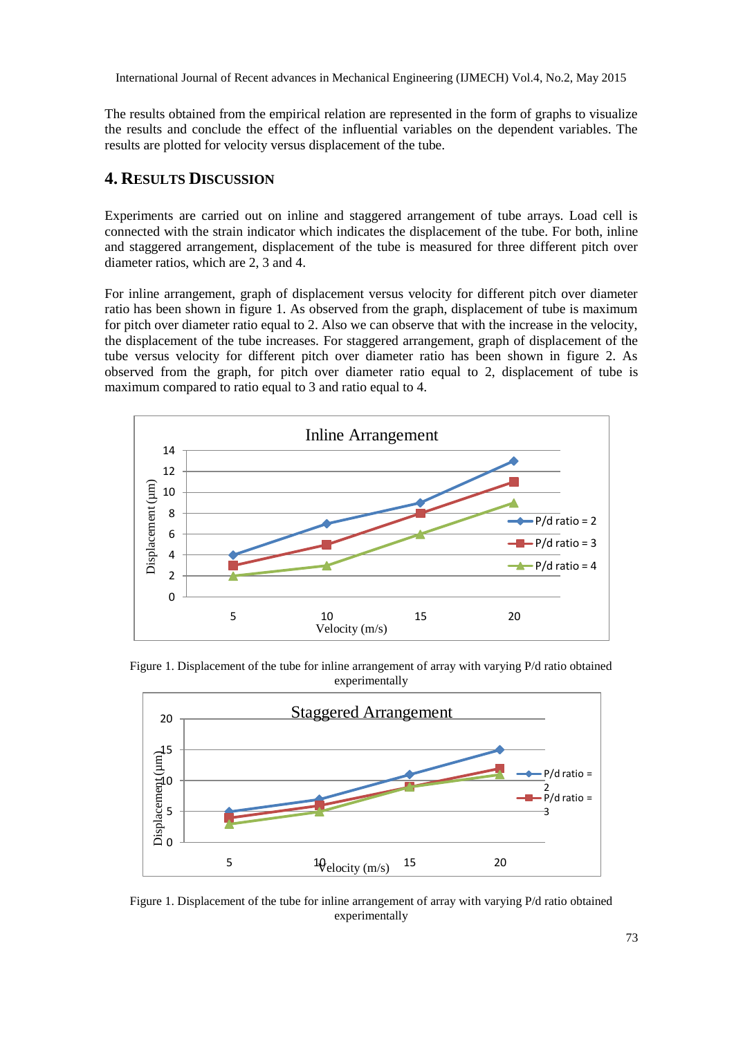The results obtained from the empirical relation are represented in the form of graphs to visualize the results and conclude the effect of the influential variables on the dependent variables. The results are plotted for velocity versus displacement of the tube.

## 4. Results Discussion

Experiments are carried out on inline and staggered arrangement of tube arrays. Load cell is connected with the strain indicator which indicates the displacement of the tube. For both, inline and staggered arrangement, displacement of the tube is measured for three different pitch over diameter ratios, which are 2, 3 and 4.

For inline arrangement, graph of displacement versus velocity for different pitch over diameter ratio has been shown in figure 1. As observed from the graph, displacement of tube is maximum for pitch over diameter ratio equal to 2. Also we can observe that with the increase in the velocity, the displacement of the tube increases. For staggered arrangement, graph of displacement of the tube versus velocity for different pitch over diameter ratio has been shown in figure 2. As observed from the graph, for pitch over diameter ratio equal to 2, displacement of tube is maximum compared to ratio equal to 3 and ratio equal to 4.

Figure 1. Displacement of the tube for inline arrangement of array with varying P/d ratio obtained experimentally

Figure 1. Displacement of the tube for inline arrangement of array with varying P/d ratio obtained experimentally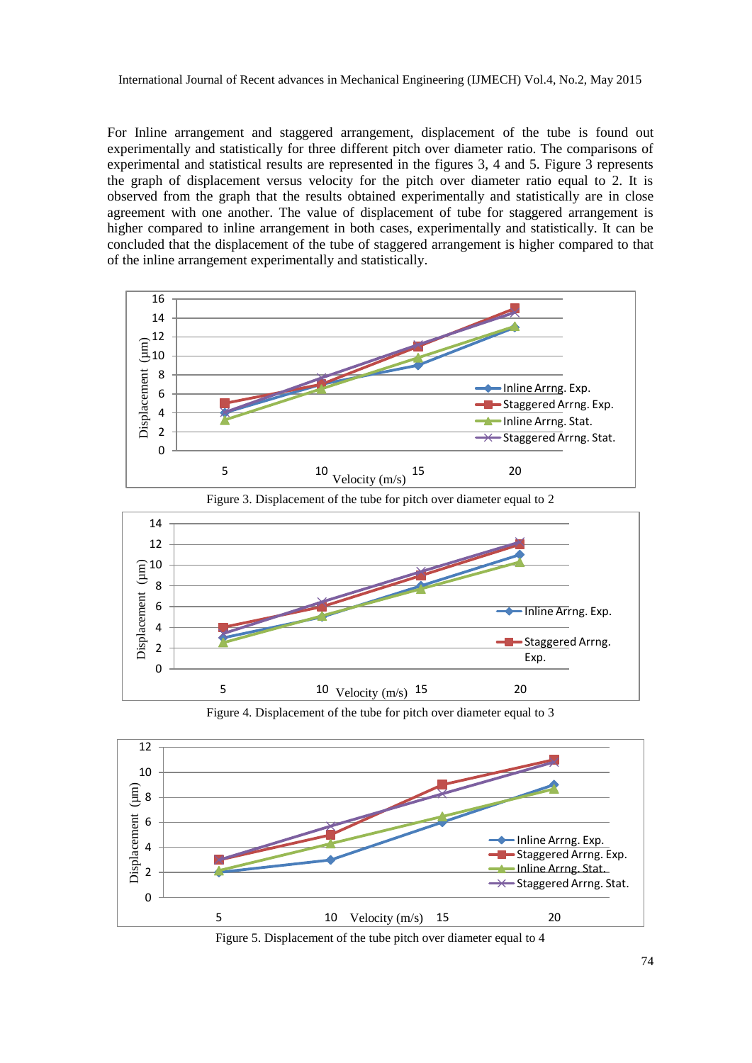For Inline arrangement and staggered arrangement, displacement of the tube is found out experimentally and statistically for three different pitch over diameter ratio. The comparisons of experimental and statistical results are represented in the figures 3, 4 and 5. Figure 3 represents the graph of displacement versus velocity for the pitch over diameter ratio equal to 2. It is observed from the graph that the results obtained experimentally and statistically are in close agreement with one another. The value of displacement of tube for staggered arrangement is higher compared to inline arrangement in both cases, experimentally and statistically. It can be concluded that the displacement of the tube of staggered arrangement is higher compared to that of the inline arrangement experimentally and statistically.

Figure 3. Displacement of the tube for pitch over diameter equal to 2

Figure 4. Displacement of the tube for pitch over diameter equal to 3

Figure 5. Displacement of the tube pitch over diameter equal to 4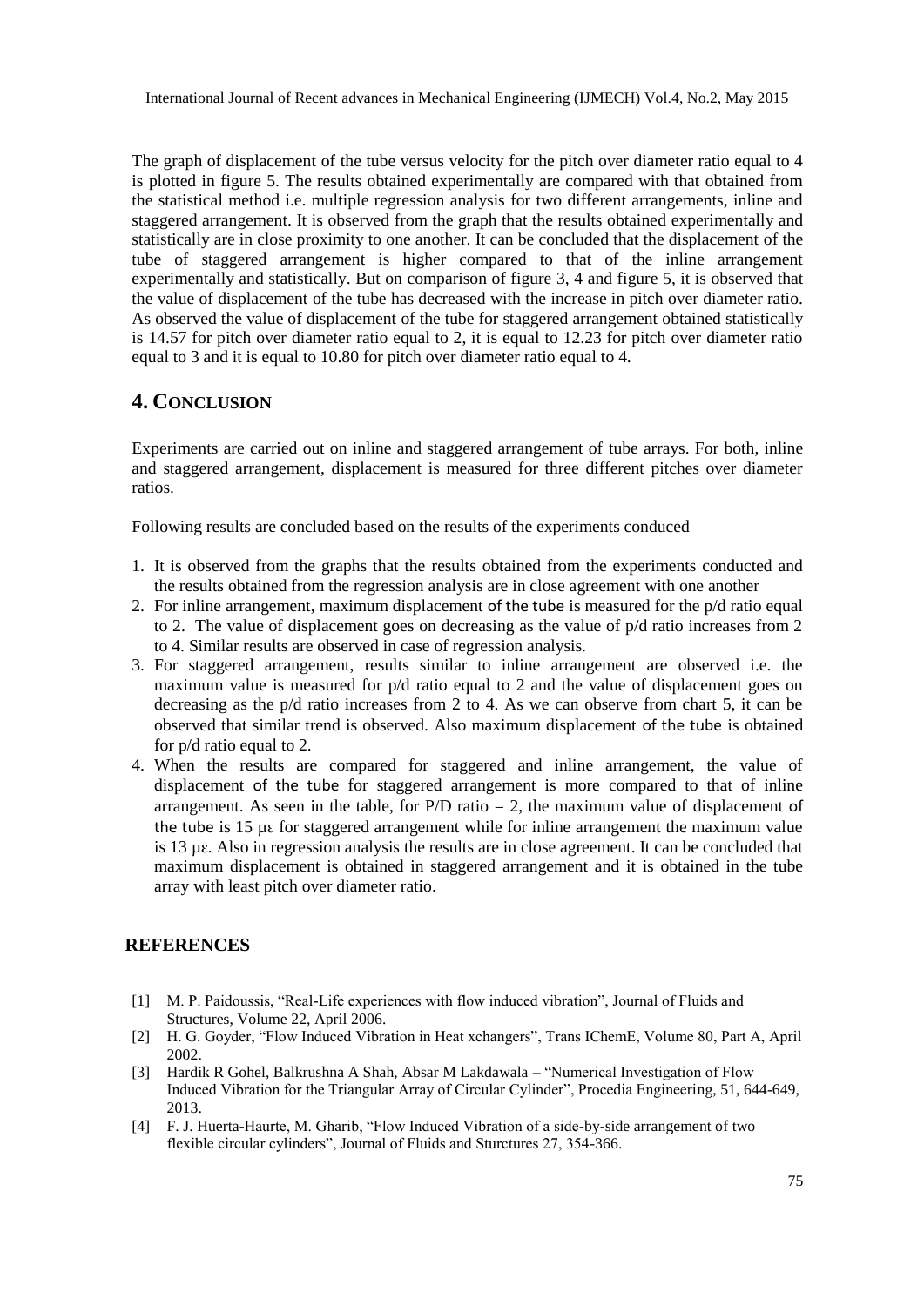The graph of displacement of the tube versus velocity for the pitch over diameter ratio equal to 4 is plotted in figure 5. The results obtained experimentally are compared with that obtained from the statistical method i.e. multiple regression analysis for two different arrangements, inline and staggered arrangement. It is observed from the graph that the results obtained experimentally and statistically are in close proximity to one another. It can be concluded that the displacement of the tube of staggered arrangement is higher compared to that of the inline arrangement experimentally and statistically. But on comparison of figure 3, 4 and figure 5, it is observed that the value of displacement of the tube has decreased with the increase in pitch over diameter ratio. As observed the value of displacement of the tube for staggered arrangement obtained statistically is 14.57 for pitch over diameter ratio equal to 2, it is equal to 12.23 for pitch over diameter ratio equal to 3 and it is equal to 10.80 for pitch over diameter ratio equal to 4.

## 4. CONCLUSION

Experiments are carried out on inline and staggered arrangement of tube arrays. For both, inline and staggered arrangement, displacement is measured for three different pitches over diameter ratios.

Following results are concluded based on the results of the experiments conduced

1. It is observed from the graphs that the results obtained from the experiments conducted and the results obtained from the regression analysis are in close agreement with one another
2. For inline arrangement, maximum displacement of the tube is measured for the p/d ratio equal to 2. The value of displacement goes on decreasing as the value of p/d ratio increases from 2 to 4. Similar results are observed in case of regression analysis.
3. For staggered arrangement, results similar to inline arrangement are observed i.e. the maximum value is measured for p/d ratio equal to 2 and the value of displacement goes on decreasing as the p/d ratio increases from 2 to 4. As we can observe from chart 5, it can be observed that similar trend is observed. Also maximum displacement of the tube is obtained for p/d ratio equal to 2.
4. When the results are compared for staggered and inline arrangement, the value of displacement of the tube for staggered arrangement is more compared to that of inline arrangement. As seen in the table, for P/D ratio = 2, the maximum value of displacement of the tube is 15 $\mu\varepsilon$ for staggered arrangement while for inline arrangement the maximum value is 13 $\mu\varepsilon$. Also in regression analysis the results are in close agreement. It can be concluded that maximum displacement is obtained in staggered arrangement and it is obtained in the tube array with least pitch over diameter ratio.

## REFERENCES

[1] M. P. Paidoussis, "Real-Life experiences with flow induced vibration", Journal of Fluids and Structures, Volume 22, April 2006.

[2] H. G. Goyder, "Flow Induced Vibration in Heat xchangers", Trans IChemE, Volume 80, Part A, April 2002.

[3] Hardik R Gohel, Balkrushna A Shah, Absar M Lakdawala – "Numerical Investigation of Flow Induced Vibration for the Triangular Array of Circular Cylinder", Procedia Engineering, 51, 644-649, 2013.

[4] F. J. Huerta-Haurte, M. Gharib, "Flow Induced Vibration of a side-by-side arrangement of two flexible circular cylinders", Journal of Fluids and Sturctures 27, 354-366.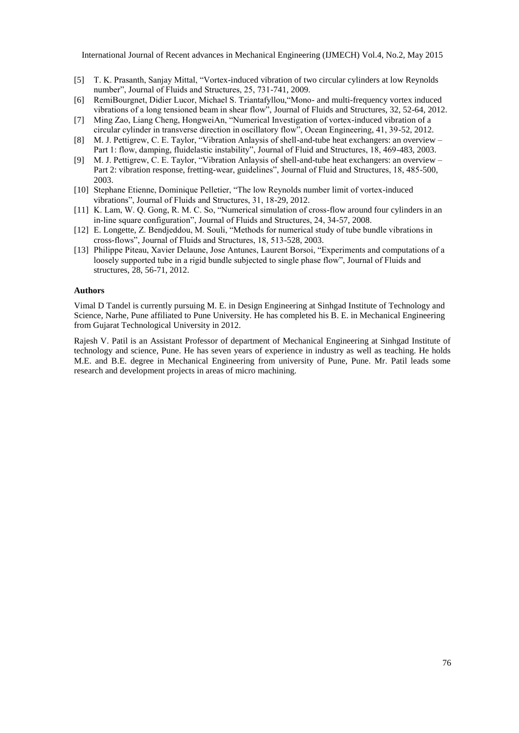[5] T. K. Prasanth, Sanjay Mittal, "Vortex-induced vibration of two circular cylinders at low Reynolds number", Journal of Fluids and Structures, 25, 731-741, 2009.

[6] RemiBourgnet, Didier Lucor, Michael S. Triantafyllou,"Mono- and multi-frequency vortex induced vibrations of a long tensioned beam in shear flow", Journal of Fluids and Structures, 32, 52-64, 2012.

[7] Ming Zao, Liang Cheng, HongweiAn, "Numerical Investigation of vortex-induced vibration of a circular cylinder in transverse direction in oscillatory flow", Ocean Engineering, 41, 39-52, 2012.

[8] M. J. Pettigrew, C. E. Taylor, "Vibration Anlaysis of shell-and-tube heat exchangers: an overview – Part 1: flow, damping, fluidelastic instability", Journal of Fluid and Structures, 18, 469-483, 2003.

[9] M. J. Pettigrew, C. E. Taylor, "Vibration Anlaysis of shell-and-tube heat exchangers: an overview – Part 2: vibration response, fretting-wear, guidelines", Journal of Fluid and Structures, 18, 485-500, 2003.

[10] Stephane Etienne, Dominique Pelletier, "The low Reynolds number limit of vortex-induced vibrations", Journal of Fluids and Structures, 31, 18-29, 2012.

[11] K. Lam, W. Q. Gong, R. M. C. So, "Numerical simulation of cross-flow around four cylinders in an in-line square configuration", Journal of Fluids and Structures, 24, 34-57, 2008.

[12] E. Longette, Z. Bendjeddou, M. Souli, "Methods for numerical study of tube bundle vibrations in cross-flows", Journal of Fluids and Structures, 18, 513-528, 2003.

[13] Philippe Piteau, Xavier Delaune, Jose Antunes, Laurent Borsoi, "Experiments and computations of a loosely supported tube in a rigid bundle subjected to single phase flow", Journal of Fluids and structures, 28, 56-71, 2012.

**Authors**

Vimal D Tandel is currently pursuing M. E. in Design Engineering at Sinhgad Institute of Technology and Science, Narhe, Pune affiliated to Pune University. He has completed his B. E. in Mechanical Engineering from Gujarat Technological University in 2012.

Rajesh V. Patil is an Assistant Professor of department of Mechanical Engineering at Sinhgad Institute of technology and science, Pune. He has seven years of experience in industry as well as teaching. He holds M.E. and B.E. degree in Mechanical Engineering from university of Pune, Pune. Mr. Patil leads some research and development projects in areas of micro machining.